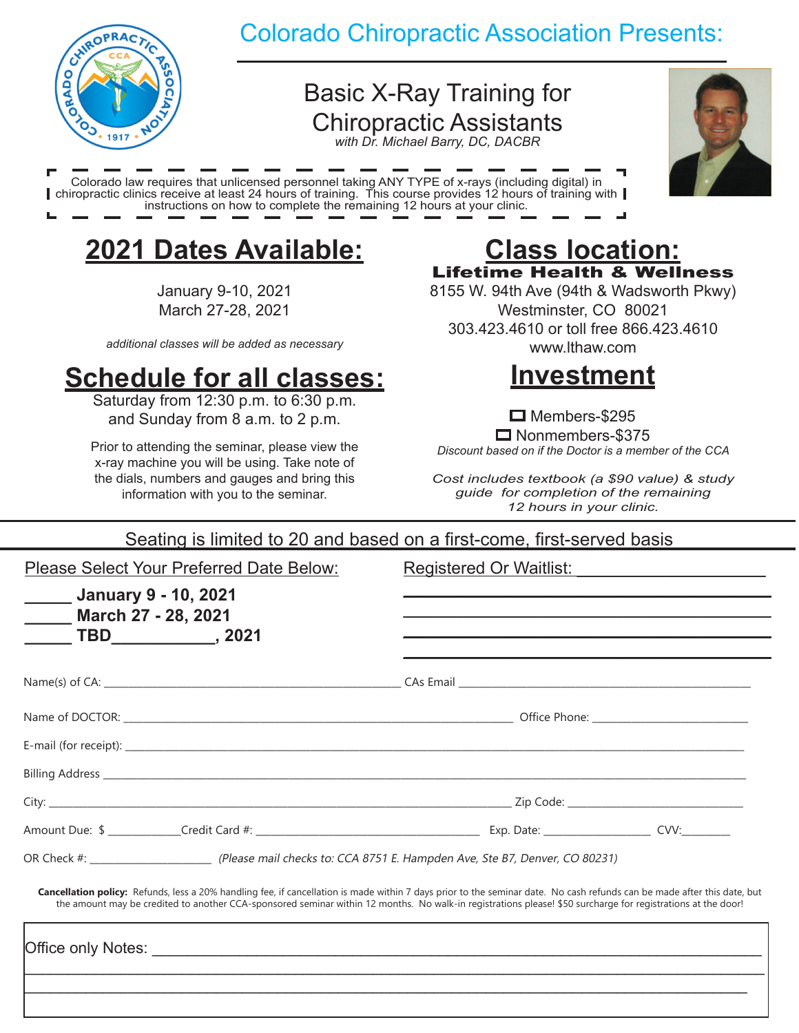# Colorado Chiropractic Association Presents:

## Basic X-Ray Training for Chiropractic Assistants

*with Dr. Michael Barry, DC, DACBR*

Colorado law requires that unlicensed personnel taking ANY TYPE of x-rays (including digital) in chiropractic clinics receive at least 24 hours of training. This course provides 12 hours of training with instructions on how to complete the remaining 12 hours at your clinic.

## 2021 Dates Available:

January 9-10, 2021
March 27-28, 2021

*additional classes will be added as necessary*

## Schedule for all classes:

Saturday from 12:30 p.m. to 6:30 p.m.
and Sunday from 8 a.m. to 2 p.m.

Prior to attending the seminar, please view the x-ray machine you will be using. Take note of the dials, numbers and gauges and bring this information with you to the seminar.

## Class location:

**Lifetime Health & Wellness**
8155 W. 94th Ave (94th & Wadsworth Pkwy)
Westminster, CO 80021
303.423.4610 or toll free 866.423.4610
www.lthaw.com

## Investment

☐ Members-$295
☐ Nonmembers-$375

*Discount based on if the Doctor is a member of the CCA*

*Cost includes textbook (a $90 value) & study guide for completion of the remaining 12 hours in your clinic.*

---

Seating is limited to 20 and based on a first-come, first-served basis

Please Select Your Preferred Date Below:

_____ **January 9 - 10, 2021**
_____ **March 27 - 28, 2021**
_____ **TBD___________, 2021**

Registered Or Waitlist: ____________________

Name(s) of CA: ______________________ CAs Email ______________________

Name of DOCTOR: ______________________ Office Phone: ______________________

E-mail (for receipt): ______________________

Billing Address ______________________

City: ______________________ Zip Code: ______________________

Amount Due: $ __________ Credit Card #: ______________________ Exp. Date: __________ CVV: ________

OR Check #: ______________ *(Please mail checks to: CCA 8751 E. Hampden Ave, Ste B7, Denver, CO 80231)*

**Cancellation policy:** Refunds, less a 20% handling fee, if cancellation is made within 7 days prior to the seminar date. No cash refunds can be made after this date, but the amount may be credited to another CCA-sponsored seminar within 12 months. No walk-in registrations please! $50 surcharge for registrations at the door!

Office only Notes: ______________________________________________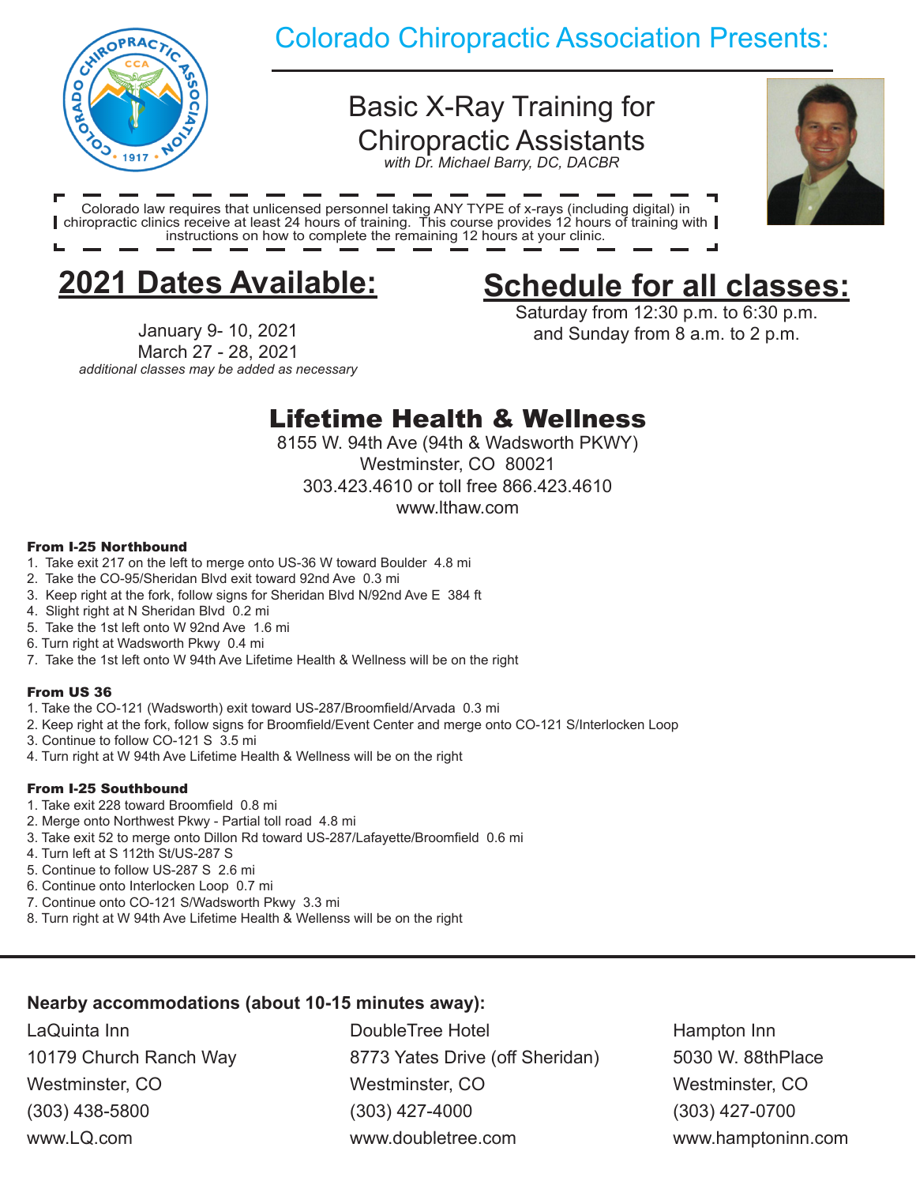# Colorado Chiropractic Association Presents:

## Basic X-Ray Training for Chiropractic Assistants

*with Dr. Michael Barry, DC, DACBR*

Colorado law requires that unlicensed personnel taking ANY TYPE of x-rays (including digital) in chiropractic clinics receive at least 24 hours of training. This course provides 12 hours of training with instructions on how to complete the remaining 12 hours at your clinic.

## 2021 Dates Available:

January 9- 10, 2021
March 27 - 28, 2021
*additional classes may be added as necessary*

## Schedule for all classes:

Saturday from 12:30 p.m. to 6:30 p.m.
and Sunday from 8 a.m. to 2 p.m.

## Lifetime Health & Wellness

8155 W. 94th Ave (94th & Wadsworth PKWY)
Westminster, CO 80021
303.423.4610 or toll free 866.423.4610
www.lthaw.com

**From I-25 Northbound**

1. Take exit 217 on the left to merge onto US-36 W toward Boulder 4.8 mi
2. Take the CO-95/Sheridan Blvd exit toward 92nd Ave 0.3 mi
3. Keep right at the fork, follow signs for Sheridan Blvd N/92nd Ave E 384 ft
4. Slight right at N Sheridan Blvd 0.2 mi
5. Take the 1st left onto W 92nd Ave 1.6 mi
6. Turn right at Wadsworth Pkwy 0.4 mi
7. Take the 1st left onto W 94th Ave Lifetime Health & Wellness will be on the right

**From US 36**

1. Take the CO-121 (Wadsworth) exit toward US-287/Broomfield/Arvada 0.3 mi
2. Keep right at the fork, follow signs for Broomfield/Event Center and merge onto CO-121 S/Interlocken Loop
3. Continue to follow CO-121 S 3.5 mi
4. Turn right at W 94th Ave Lifetime Health & Wellness will be on the right

**From I-25 Southbound**

1. Take exit 228 toward Broomfield 0.8 mi
2. Merge onto Northwest Pkwy - Partial toll road 4.8 mi
3. Take exit 52 to merge onto Dillon Rd toward US-287/Lafayette/Broomfield 0.6 mi
4. Turn left at S 112th St/US-287 S
5. Continue to follow US-287 S 2.6 mi
6. Continue onto Interlocken Loop 0.7 mi
7. Continue onto CO-121 S/Wadsworth Pkwy 3.3 mi
8. Turn right at W 94th Ave Lifetime Health & Wellenss will be on the right

---

**Nearby accommodations (about 10-15 minutes away):**

LaQuinta Inn
10179 Church Ranch Way
Westminster, CO
(303) 438-5800
www.LQ.com

DoubleTree Hotel
8773 Yates Drive (off Sheridan)
Westminster, CO
(303) 427-4000
www.doubletree.com

Hampton Inn
5030 W. 88thPlace
Westminster, CO
(303) 427-0700
www.hamptoninn.com